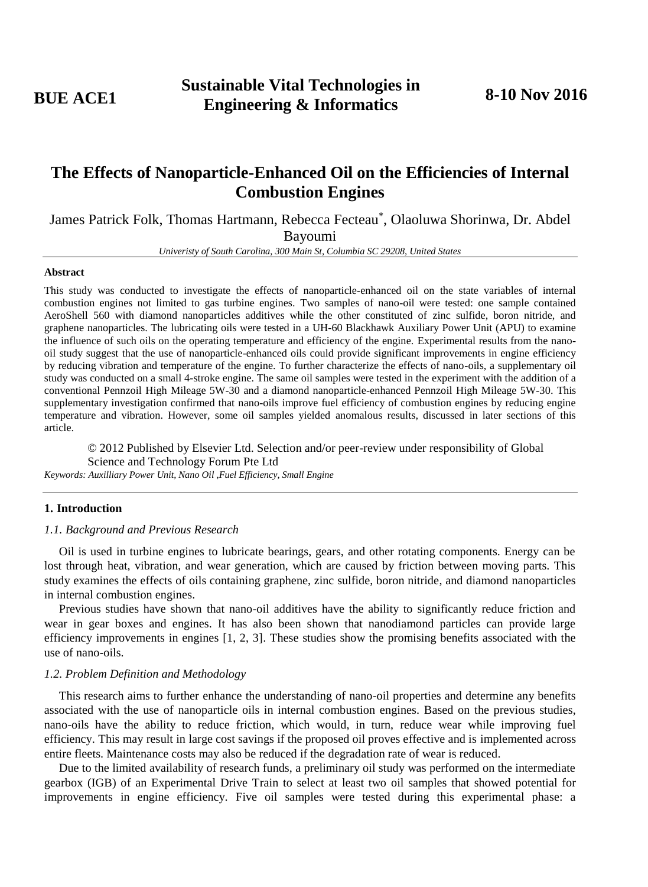# The Effects of Nanoparticle-Enhanced Oil on the Efficiencies of Internal Combustion Engines

James Patrick Folk, Thomas Hartmann, Rebecca Fecteau[*], Olaoluwa Shorinwa, Dr. Abdel Bayoumi

*Univeristy of South Carolina, 300 Main St, Columbia SC 29208, United States*

---

**Abstract**

This study was conducted to investigate the effects of nanoparticle-enhanced oil on the state variables of internal combustion engines not limited to gas turbine engines. Two samples of nano-oil were tested: one sample contained AeroShell 560 with diamond nanoparticles additives while the other constituted of zinc sulfide, boron nitride, and graphene nanoparticles. The lubricating oils were tested in a UH-60 Blackhawk Auxiliary Power Unit (APU) to examine the influence of such oils on the operating temperature and efficiency of the engine. Experimental results from the nano-oil study suggest that the use of nanoparticle-enhanced oils could provide significant improvements in engine efficiency by reducing vibration and temperature of the engine. To further characterize the effects of nano-oils, a supplementary oil study was conducted on a small 4-stroke engine. The same oil samples were tested in the experiment with the addition of a conventional Pennzoil High Mileage 5W-30 and a diamond nanoparticle-enhanced Pennzoil High Mileage 5W-30. This supplementary investigation confirmed that nano-oils improve fuel efficiency of combustion engines by reducing engine temperature and vibration. However, some oil samples yielded anomalous results, discussed in later sections of this article.

© 2012 Published by Elsevier Ltd. Selection and/or peer-review under responsibility of Global Science and Technology Forum Pte Ltd

*Keywords: Auxilliary Power Unit, Nano Oil ,Fuel Efficiency, Small Engine*

---

## 1. Introduction

### 1.1. Background and Previous Research

Oil is used in turbine engines to lubricate bearings, gears, and other rotating components. Energy can be lost through heat, vibration, and wear generation, which are caused by friction between moving parts. This study examines the effects of oils containing graphene, zinc sulfide, boron nitride, and diamond nanoparticles in internal combustion engines.

Previous studies have shown that nano-oil additives have the ability to significantly reduce friction and wear in gear boxes and engines. It has also been shown that nanodiamond particles can provide large efficiency improvements in engines [1, 2, 3]. These studies show the promising benefits associated with the use of nano-oils.

### 1.2. Problem Definition and Methodology

This research aims to further enhance the understanding of nano-oil properties and determine any benefits associated with the use of nanoparticle oils in internal combustion engines. Based on the previous studies, nano-oils have the ability to reduce friction, which would, in turn, reduce wear while improving fuel efficiency. This may result in large cost savings if the proposed oil proves effective and is implemented across entire fleets. Maintenance costs may also be reduced if the degradation rate of wear is reduced.

Due to the limited availability of research funds, a preliminary oil study was performed on the intermediate gearbox (IGB) of an Experimental Drive Train to select at least two oil samples that showed potential for improvements in engine efficiency. Five oil samples were tested during this experimental phase: a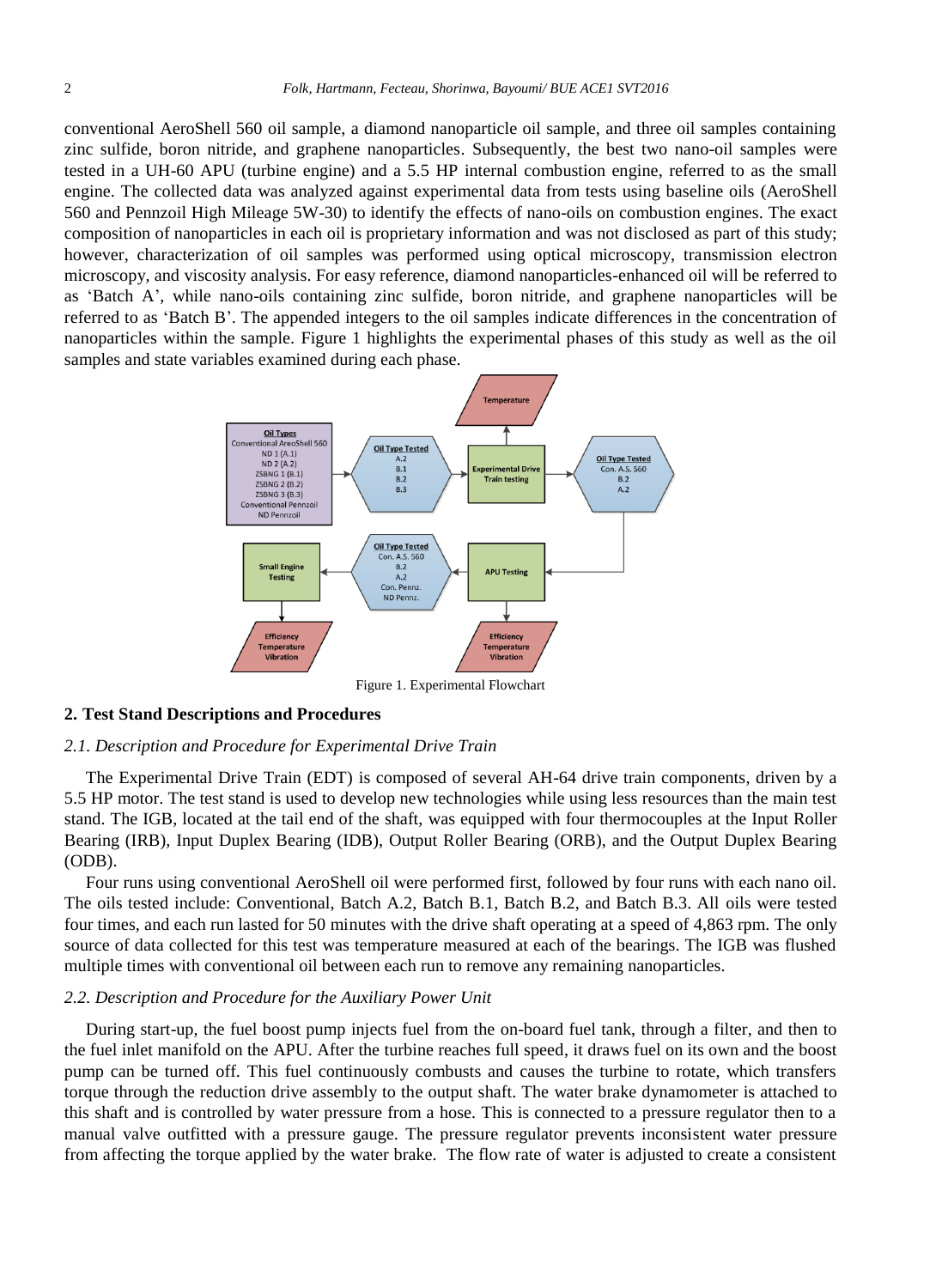conventional AeroShell 560 oil sample, a diamond nanoparticle oil sample, and three oil samples containing zinc sulfide, boron nitride, and graphene nanoparticles. Subsequently, the best two nano-oil samples were tested in a UH-60 APU (turbine engine) and a 5.5 HP internal combustion engine, referred to as the small engine. The collected data was analyzed against experimental data from tests using baseline oils (AeroShell 560 and Pennzoil High Mileage 5W-30) to identify the effects of nano-oils on combustion engines. The exact composition of nanoparticles in each oil is proprietary information and was not disclosed as part of this study; however, characterization of oil samples was performed using optical microscopy, transmission electron microscopy, and viscosity analysis. For easy reference, diamond nanoparticles-enhanced oil will be referred to as 'Batch A', while nano-oils containing zinc sulfide, boron nitride, and graphene nanoparticles will be referred to as 'Batch B'. The appended integers to the oil samples indicate differences in the concentration of nanoparticles within the sample. Figure 1 highlights the experimental phases of this study as well as the oil samples and state variables examined during each phase.

Figure 1. Experimental Flowchart

## 2. Test Stand Descriptions and Procedures

### 2.1. Description and Procedure for Experimental Drive Train

The Experimental Drive Train (EDT) is composed of several AH-64 drive train components, driven by a 5.5 HP motor. The test stand is used to develop new technologies while using less resources than the main test stand. The IGB, located at the tail end of the shaft, was equipped with four thermocouples at the Input Roller Bearing (IRB), Input Duplex Bearing (IDB), Output Roller Bearing (ORB), and the Output Duplex Bearing (ODB).

Four runs using conventional AeroShell oil were performed first, followed by four runs with each nano oil. The oils tested include: Conventional, Batch A.2, Batch B.1, Batch B.2, and Batch B.3. All oils were tested four times, and each run lasted for 50 minutes with the drive shaft operating at a speed of 4,863 rpm. The only source of data collected for this test was temperature measured at each of the bearings. The IGB was flushed multiple times with conventional oil between each run to remove any remaining nanoparticles.

### 2.2. Description and Procedure for the Auxiliary Power Unit

During start-up, the fuel boost pump injects fuel from the on-board fuel tank, through a filter, and then to the fuel inlet manifold on the APU. After the turbine reaches full speed, it draws fuel on its own and the boost pump can be turned off. This fuel continuously combusts and causes the turbine to rotate, which transfers torque through the reduction drive assembly to the output shaft. The water brake dynamometer is attached to this shaft and is controlled by water pressure from a hose. This is connected to a pressure regulator then to a manual valve outfitted with a pressure gauge. The pressure regulator prevents inconsistent water pressure from affecting the torque applied by the water brake. The flow rate of water is adjusted to create a consistent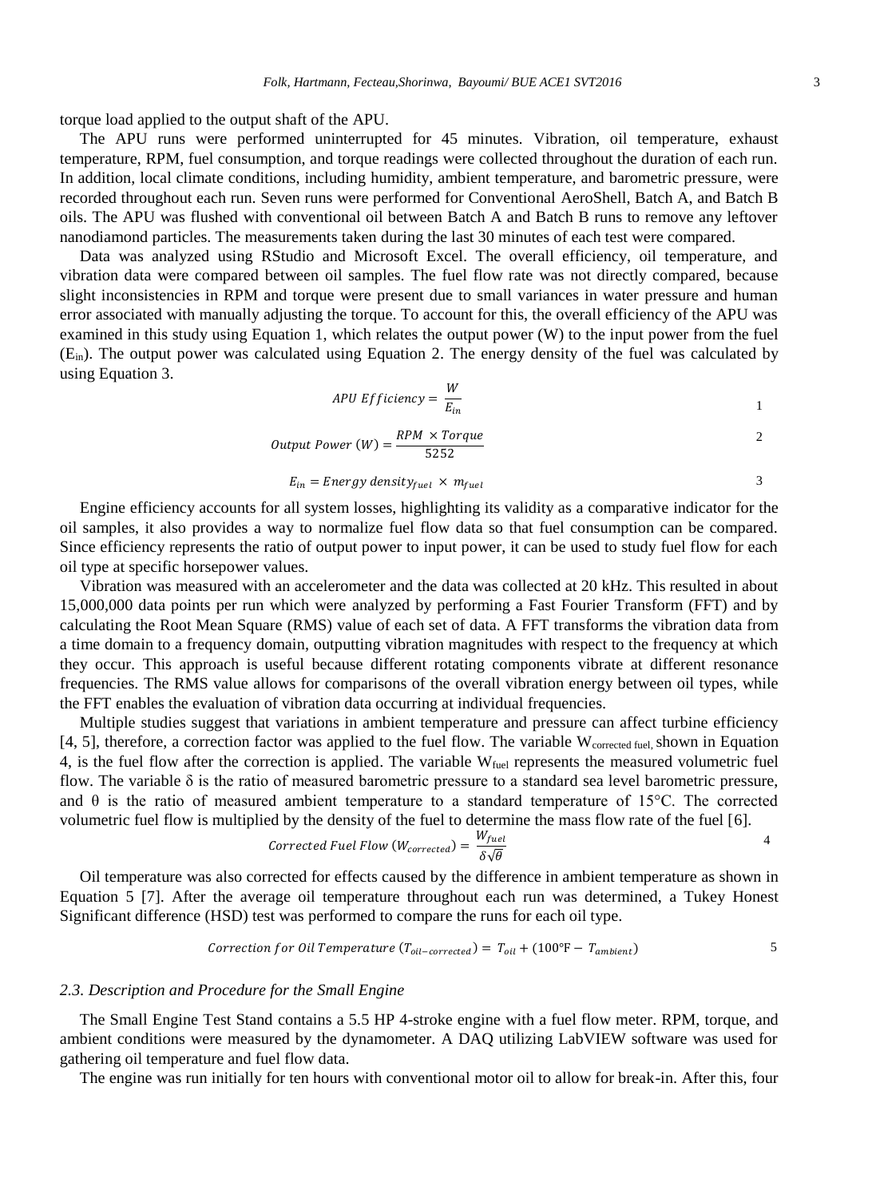torque load applied to the output shaft of the APU.

The APU runs were performed uninterrupted for 45 minutes. Vibration, oil temperature, exhaust temperature, RPM, fuel consumption, and torque readings were collected throughout the duration of each run. In addition, local climate conditions, including humidity, ambient temperature, and barometric pressure, were recorded throughout each run. Seven runs were performed for Conventional AeroShell, Batch A, and Batch B oils. The APU was flushed with conventional oil between Batch A and Batch B runs to remove any leftover nanodiamond particles. The measurements taken during the last 30 minutes of each test were compared.

Data was analyzed using RStudio and Microsoft Excel. The overall efficiency, oil temperature, and vibration data were compared between oil samples. The fuel flow rate was not directly compared, because slight inconsistencies in RPM and torque were present due to small variances in water pressure and human error associated with manually adjusting the torque. To account for this, the overall efficiency of the APU was examined in this study using Equation 1, which relates the output power (W) to the input power from the fuel ($E_{in}$). The output power was calculated using Equation 2. The energy density of the fuel was calculated by using Equation 3.

$$APU\ Efficiency = \frac{W}{E_{in}} \quad (1)$$

$$Output\ Power\ (W) = \frac{RPM \times Torque}{5252} \quad (2)$$

$$E_{in} = Energy\ density_{fuel} \times m_{fuel} \quad (3)$$

Engine efficiency accounts for all system losses, highlighting its validity as a comparative indicator for the oil samples, it also provides a way to normalize fuel flow data so that fuel consumption can be compared. Since efficiency represents the ratio of output power to input power, it can be used to study fuel flow for each oil type at specific horsepower values.

Vibration was measured with an accelerometer and the data was collected at 20 kHz. This resulted in about 15,000,000 data points per run which were analyzed by performing a Fast Fourier Transform (FFT) and by calculating the Root Mean Square (RMS) value of each set of data. A FFT transforms the vibration data from a time domain to a frequency domain, outputting vibration magnitudes with respect to the frequency at which they occur. This approach is useful because different rotating components vibrate at different resonance frequencies. The RMS value allows for comparisons of the overall vibration energy between oil types, while the FFT enables the evaluation of vibration data occurring at individual frequencies.

Multiple studies suggest that variations in ambient temperature and pressure can affect turbine efficiency [4, 5], therefore, a correction factor was applied to the fuel flow. The variable $W_{corrected\ fuel}$, shown in Equation 4, is the fuel flow after the correction is applied. The variable $W_{fuel}$ represents the measured volumetric fuel flow. The variable $\delta$ is the ratio of measured barometric pressure to a standard sea level barometric pressure, and $\theta$ is the ratio of measured ambient temperature to a standard temperature of 15°C. The corrected volumetric fuel flow is multiplied by the density of the fuel to determine the mass flow rate of the fuel [6].

$$Corrected\ Fuel\ Flow\ (W_{corrected}) = \frac{W_{fuel}}{\delta\sqrt{\theta}} \quad (4)$$

Oil temperature was also corrected for effects caused by the difference in ambient temperature as shown in Equation 5 [7]. After the average oil temperature throughout each run was determined, a Tukey Honest Significant difference (HSD) test was performed to compare the runs for each oil type.

$$Correction\ for\ Oil\ Temperature\ (T_{oil-corrected}) = T_{oil} + (100°F - T_{ambient}) \quad (5)$$

### *2.3. Description and Procedure for the Small Engine*

The Small Engine Test Stand contains a 5.5 HP 4-stroke engine with a fuel flow meter. RPM, torque, and ambient conditions were measured by the dynamometer. A DAQ utilizing LabVIEW software was used for gathering oil temperature and fuel flow data.

The engine was run initially for ten hours with conventional motor oil to allow for break-in. After this, four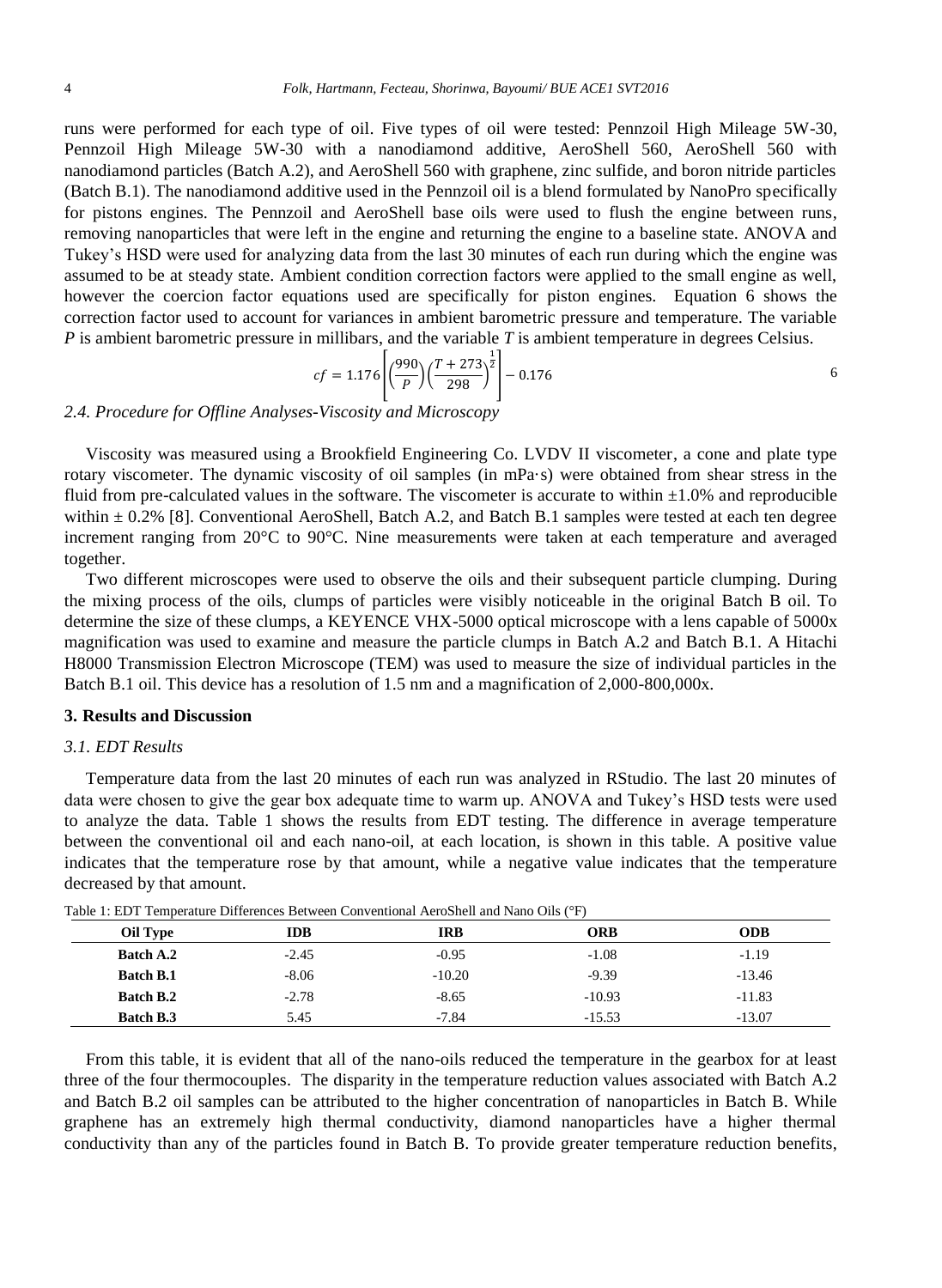runs were performed for each type of oil. Five types of oil were tested: Pennzoil High Mileage 5W-30, Pennzoil High Mileage 5W-30 with a nanodiamond additive, AeroShell 560, AeroShell 560 with nanodiamond particles (Batch A.2), and AeroShell 560 with graphene, zinc sulfide, and boron nitride particles (Batch B.1). The nanodiamond additive used in the Pennzoil oil is a blend formulated by NanoPro specifically for pistons engines. The Pennzoil and AeroShell base oils were used to flush the engine between runs, removing nanoparticles that were left in the engine and returning the engine to a baseline state. ANOVA and Tukey's HSD were used for analyzing data from the last 30 minutes of each run during which the engine was assumed to be at steady state. Ambient condition correction factors were applied to the small engine as well, however the coercion factor equations used are specifically for piston engines. Equation 6 shows the correction factor used to account for variances in ambient barometric pressure and temperature. The variable *P* is ambient barometric pressure in millibars, and the variable *T* is ambient temperature in degrees Celsius.

$$cf = 1.176\left[\left(\frac{990}{P}\right)\left(\frac{T+273}{298}\right)^{\frac{1}{2}}\right] - 0.176 \tag{6}$$

### *2.4. Procedure for Offline Analyses-Viscosity and Microscopy*

Viscosity was measured using a Brookfield Engineering Co. LVDV II viscometer, a cone and plate type rotary viscometer. The dynamic viscosity of oil samples (in mPa·s) were obtained from shear stress in the fluid from pre-calculated values in the software. The viscometer is accurate to within ±1.0% and reproducible within ± 0.2% [8]. Conventional AeroShell, Batch A.2, and Batch B.1 samples were tested at each ten degree increment ranging from 20°C to 90°C. Nine measurements were taken at each temperature and averaged together.

Two different microscopes were used to observe the oils and their subsequent particle clumping. During the mixing process of the oils, clumps of particles were visibly noticeable in the original Batch B oil. To determine the size of these clumps, a KEYENCE VHX-5000 optical microscope with a lens capable of 5000x magnification was used to examine and measure the particle clumps in Batch A.2 and Batch B.1. A Hitachi H8000 Transmission Electron Microscope (TEM) was used to measure the size of individual particles in the Batch B.1 oil. This device has a resolution of 1.5 nm and a magnification of 2,000-800,000x.

## 3. Results and Discussion

### *3.1. EDT Results*

Temperature data from the last 20 minutes of each run was analyzed in RStudio. The last 20 minutes of data were chosen to give the gear box adequate time to warm up. ANOVA and Tukey's HSD tests were used to analyze the data. Table 1 shows the results from EDT testing. The difference in average temperature between the conventional oil and each nano-oil, at each location, is shown in this table. A positive value indicates that the temperature rose by that amount, while a negative value indicates that the temperature decreased by that amount.

Table 1: EDT Temperature Differences Between Conventional AeroShell and Nano Oils (°F)

| Oil Type | IDB | IRB | ORB | ODB |
|---|---|---|---|---|
| **Batch A.2** | -2.45 | -0.95 | -1.08 | -1.19 |
| **Batch B.1** | -8.06 | -10.20 | -9.39 | -13.46 |
| **Batch B.2** | -2.78 | -8.65 | -10.93 | -11.83 |
| **Batch B.3** | 5.45 | -7.84 | -15.53 | -13.07 |

From this table, it is evident that all of the nano-oils reduced the temperature in the gearbox for at least three of the four thermocouples. The disparity in the temperature reduction values associated with Batch A.2 and Batch B.2 oil samples can be attributed to the higher concentration of nanoparticles in Batch B. While graphene has an extremely high thermal conductivity, diamond nanoparticles have a higher thermal conductivity than any of the particles found in Batch B. To provide greater temperature reduction benefits,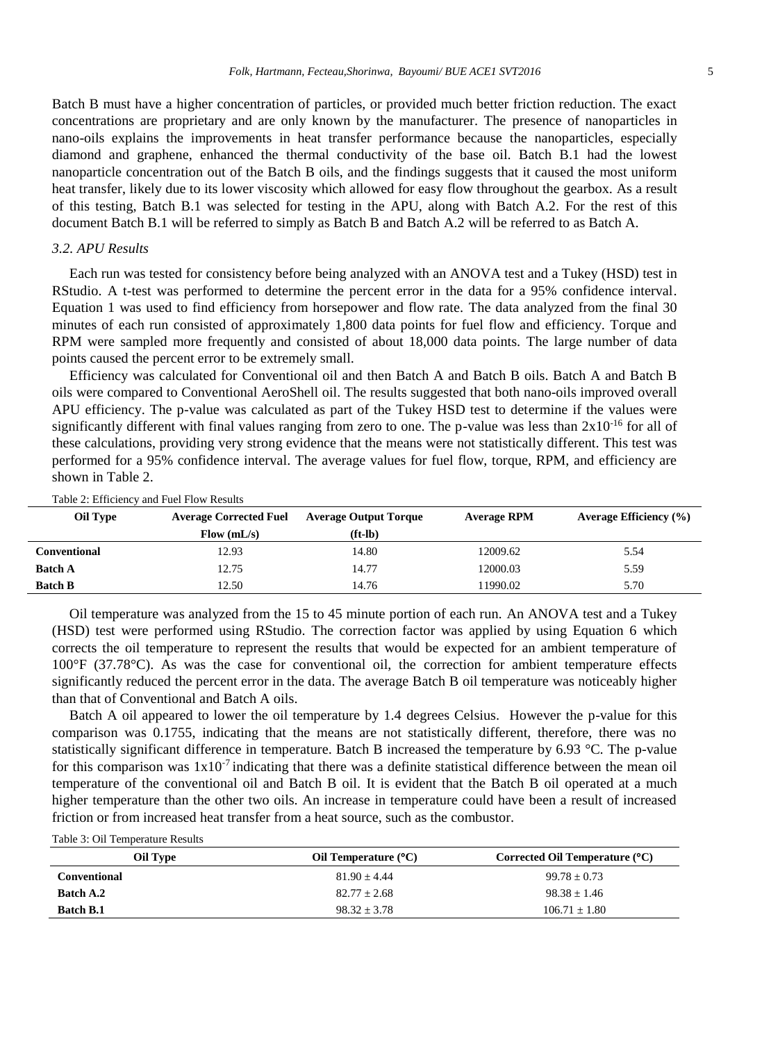Batch B must have a higher concentration of particles, or provided much better friction reduction. The exact concentrations are proprietary and are only known by the manufacturer. The presence of nanoparticles in nano-oils explains the improvements in heat transfer performance because the nanoparticles, especially diamond and graphene, enhanced the thermal conductivity of the base oil. Batch B.1 had the lowest nanoparticle concentration out of the Batch B oils, and the findings suggests that it caused the most uniform heat transfer, likely due to its lower viscosity which allowed for easy flow throughout the gearbox. As a result of this testing, Batch B.1 was selected for testing in the APU, along with Batch A.2. For the rest of this document Batch B.1 will be referred to simply as Batch B and Batch A.2 will be referred to as Batch A.

### *3.2. APU Results*

Each run was tested for consistency before being analyzed with an ANOVA test and a Tukey (HSD) test in RStudio. A t-test was performed to determine the percent error in the data for a 95% confidence interval. Equation 1 was used to find efficiency from horsepower and flow rate. The data analyzed from the final 30 minutes of each run consisted of approximately 1,800 data points for fuel flow and efficiency. Torque and RPM were sampled more frequently and consisted of about 18,000 data points. The large number of data points caused the percent error to be extremely small.

Efficiency was calculated for Conventional oil and then Batch A and Batch B oils. Batch A and Batch B oils were compared to Conventional AeroShell oil. The results suggested that both nano-oils improved overall APU efficiency. The p-value was calculated as part of the Tukey HSD test to determine if the values were significantly different with final values ranging from zero to one. The p-value was less than $2x10^{-16}$ for all of these calculations, providing very strong evidence that the means were not statistically different. This test was performed for a 95% confidence interval. The average values for fuel flow, torque, RPM, and efficiency are shown in Table 2.

Table 2: Efficiency and Fuel Flow Results

| Oil Type | Average Corrected Fuel Flow (mL/s) | Average Output Torque (ft-lb) | Average RPM | Average Efficiency (%) |
|---|---|---|---|---|
| **Conventional** | 12.93 | 14.80 | 12009.62 | 5.54 |
| **Batch A** | 12.75 | 14.77 | 12000.03 | 5.59 |
| **Batch B** | 12.50 | 14.76 | 11990.02 | 5.70 |

Oil temperature was analyzed from the 15 to 45 minute portion of each run. An ANOVA test and a Tukey (HSD) test were performed using RStudio. The correction factor was applied by using Equation 6 which corrects the oil temperature to represent the results that would be expected for an ambient temperature of 100°F (37.78°C). As was the case for conventional oil, the correction for ambient temperature effects significantly reduced the percent error in the data. The average Batch B oil temperature was noticeably higher than that of Conventional and Batch A oils.

Batch A oil appeared to lower the oil temperature by 1.4 degrees Celsius. However the p-value for this comparison was 0.1755, indicating that the means are not statistically different, therefore, there was no statistically significant difference in temperature. Batch B increased the temperature by 6.93 °C. The p-value for this comparison was $1x10^{-7}$ indicating that there was a definite statistical difference between the mean oil temperature of the conventional oil and Batch B oil. It is evident that the Batch B oil operated at a much higher temperature than the other two oils. An increase in temperature could have been a result of increased friction or from increased heat transfer from a heat source, such as the combustor.

Table 3: Oil Temperature Results

| Oil Type | Oil Temperature (°C) | Corrected Oil Temperature (°C) |
|---|---|---|
| **Conventional** | $81.90 \pm 4.44$ | $99.78 \pm 0.73$ |
| **Batch A.2** | $82.77 \pm 2.68$ | $98.38 \pm 1.46$ |
| **Batch B.1** | $98.32 \pm 3.78$ | $106.71 \pm 1.80$ |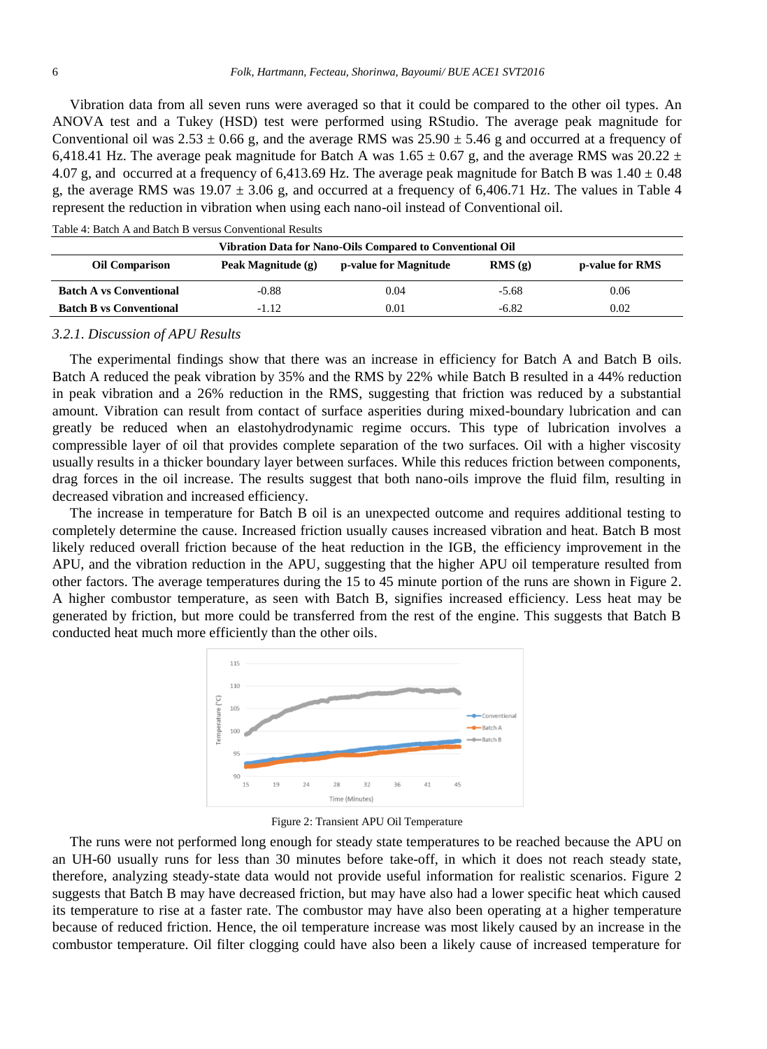Vibration data from all seven runs were averaged so that it could be compared to the other oil types. An ANOVA test and a Tukey (HSD) test were performed using RStudio. The average peak magnitude for Conventional oil was $2.53 \pm 0.66$ g, and the average RMS was $25.90 \pm 5.46$ g and occurred at a frequency of 6,418.41 Hz. The average peak magnitude for Batch A was $1.65 \pm 0.67$ g, and the average RMS was $20.22 \pm 4.07$ g, and occurred at a frequency of 6,413.69 Hz. The average peak magnitude for Batch B was $1.40 \pm 0.48$ g, the average RMS was $19.07 \pm 3.06$ g, and occurred at a frequency of 6,406.71 Hz. The values in Table 4 represent the reduction in vibration when using each nano-oil instead of Conventional oil.

Table 4: Batch A and Batch B versus Conventional Results

| Vibration Data for Nano-Oils Compared to Conventional Oil | | | | |
|---|---|---|---|---|
| **Oil Comparison** | **Peak Magnitude (g)** | **p-value for Magnitude** | **RMS (g)** | **p-value for RMS** |
| **Batch A vs Conventional** | -0.88 | 0.04 | -5.68 | 0.06 |
| **Batch B vs Conventional** | -1.12 | 0.01 | -6.82 | 0.02 |

### *3.2.1. Discussion of APU Results*

The experimental findings show that there was an increase in efficiency for Batch A and Batch B oils. Batch A reduced the peak vibration by 35% and the RMS by 22% while Batch B resulted in a 44% reduction in peak vibration and a 26% reduction in the RMS, suggesting that friction was reduced by a substantial amount. Vibration can result from contact of surface asperities during mixed-boundary lubrication and can greatly be reduced when an elastohydrodynamic regime occurs. This type of lubrication involves a compressible layer of oil that provides complete separation of the two surfaces. Oil with a higher viscosity usually results in a thicker boundary layer between surfaces. While this reduces friction between components, drag forces in the oil increase. The results suggest that both nano-oils improve the fluid film, resulting in decreased vibration and increased efficiency.

The increase in temperature for Batch B oil is an unexpected outcome and requires additional testing to completely determine the cause. Increased friction usually causes increased vibration and heat. Batch B most likely reduced overall friction because of the heat reduction in the IGB, the efficiency improvement in the APU, and the vibration reduction in the APU, suggesting that the higher APU oil temperature resulted from other factors. The average temperatures during the 15 to 45 minute portion of the runs are shown in Figure 2. A higher combustor temperature, as seen with Batch B, signifies increased efficiency. Less heat may be generated by friction, but more could be transferred from the rest of the engine. This suggests that Batch B conducted heat much more efficiently than the other oils.

Figure 2: Transient APU Oil Temperature

The runs were not performed long enough for steady state temperatures to be reached because the APU on an UH-60 usually runs for less than 30 minutes before take-off, in which it does not reach steady state, therefore, analyzing steady-state data would not provide useful information for realistic scenarios. Figure 2 suggests that Batch B may have decreased friction, but may have also had a lower specific heat which caused its temperature to rise at a faster rate. The combustor may have also been operating at a higher temperature because of reduced friction. Hence, the oil temperature increase was most likely caused by an increase in the combustor temperature. Oil filter clogging could have also been a likely cause of increased temperature for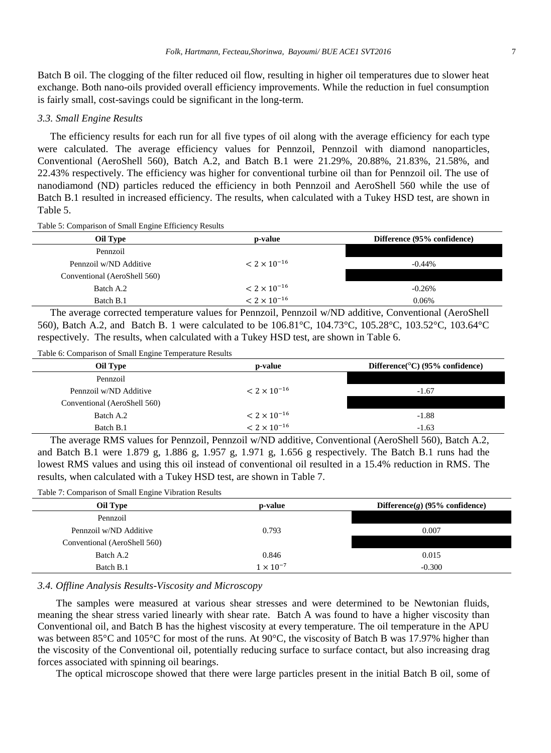Batch B oil. The clogging of the filter reduced oil flow, resulting in higher oil temperatures due to slower heat exchange. Both nano-oils provided overall efficiency improvements. While the reduction in fuel consumption is fairly small, cost-savings could be significant in the long-term.

### *3.3. Small Engine Results*

The efficiency results for each run for all five types of oil along with the average efficiency for each type were calculated. The average efficiency values for Pennzoil, Pennzoil with diamond nanoparticles, Conventional (AeroShell 560), Batch A.2, and Batch B.1 were 21.29%, 20.88%, 21.83%, 21.58%, and 22.43% respectively. The efficiency was higher for conventional turbine oil than for Pennzoil oil. The use of nanodiamond (ND) particles reduced the efficiency in both Pennzoil and AeroShell 560 while the use of Batch B.1 resulted in increased efficiency. The results, when calculated with a Tukey HSD test, are shown in Table 5.

Table 5: Comparison of Small Engine Efficiency Results

| Oil Type | p-value | Difference (95% confidence) |
|---|---|---|
| Pennzoil | | |
| Pennzoil w/ND Additive | $< 2 \times 10^{-16}$ | -0.44% |
| Conventional (AeroShell 560) | | |
| Batch A.2 | $< 2 \times 10^{-16}$ | -0.26% |
| Batch B.1 | $< 2 \times 10^{-16}$ | 0.06% |

The average corrected temperature values for Pennzoil, Pennzoil w/ND additive, Conventional (AeroShell 560), Batch A.2, and Batch B. 1 were calculated to be 106.81°C, 104.73°C, 105.28°C, 103.52°C, 103.64°C respectively. The results, when calculated with a Tukey HSD test, are shown in Table 6.

Table 6: Comparison of Small Engine Temperature Results

| Oil Type | p-value | Difference(°C) (95% confidence) |
|---|---|---|
| Pennzoil | | |
| Pennzoil w/ND Additive | $< 2 \times 10^{-16}$ | -1.67 |
| Conventional (AeroShell 560) | | |
| Batch A.2 | $< 2 \times 10^{-16}$ | -1.88 |
| Batch B.1 | $< 2 \times 10^{-16}$ | -1.63 |

The average RMS values for Pennzoil, Pennzoil w/ND additive, Conventional (AeroShell 560), Batch A.2, and Batch B.1 were 1.879 g, 1.886 g, 1.957 g, 1.971 g, 1.656 g respectively. The Batch B.1 runs had the lowest RMS values and using this oil instead of conventional oil resulted in a 15.4% reduction in RMS. The results, when calculated with a Tukey HSD test, are shown in Table 7.

Table 7: Comparison of Small Engine Vibration Results

| Oil Type | p-value | Difference(*g*) (95% confidence) |
|---|---|---|
| Pennzoil | | |
| Pennzoil w/ND Additive | 0.793 | 0.007 |
| Conventional (AeroShell 560) | | |
| Batch A.2 | 0.846 | 0.015 |
| Batch B.1 | $1 \times 10^{-7}$ | -0.300 |

### *3.4. Offline Analysis Results-Viscosity and Microscopy*

The samples were measured at various shear stresses and were determined to be Newtonian fluids, meaning the shear stress varied linearly with shear rate. Batch A was found to have a higher viscosity than Conventional oil, and Batch B has the highest viscosity at every temperature. The oil temperature in the APU was between 85°C and 105°C for most of the runs. At 90°C, the viscosity of Batch B was 17.97% higher than the viscosity of the Conventional oil, potentially reducing surface to surface contact, but also increasing drag forces associated with spinning oil bearings.

The optical microscope showed that there were large particles present in the initial Batch B oil, some of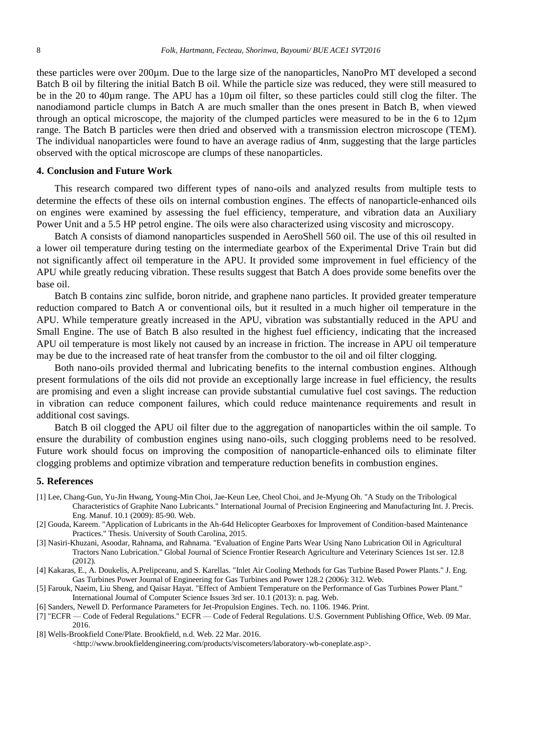these particles were over 200µm. Due to the large size of the nanoparticles, NanoPro MT developed a second Batch B oil by filtering the initial Batch B oil. While the particle size was reduced, they were still measured to be in the 20 to 40µm range. The APU has a 10µm oil filter, so these particles could still clog the filter. The nanodiamond particle clumps in Batch A are much smaller than the ones present in Batch B, when viewed through an optical microscope, the majority of the clumped particles were measured to be in the 6 to 12µm range. The Batch B particles were then dried and observed with a transmission electron microscope (TEM). The individual nanoparticles were found to have an average radius of 4nm, suggesting that the large particles observed with the optical microscope are clumps of these nanoparticles.

## 4. Conclusion and Future Work

This research compared two different types of nano-oils and analyzed results from multiple tests to determine the effects of these oils on internal combustion engines. The effects of nanoparticle-enhanced oils on engines were examined by assessing the fuel efficiency, temperature, and vibration data an Auxiliary Power Unit and a 5.5 HP petrol engine. The oils were also characterized using viscosity and microscopy.

Batch A consists of diamond nanoparticles suspended in AeroShell 560 oil. The use of this oil resulted in a lower oil temperature during testing on the intermediate gearbox of the Experimental Drive Train but did not significantly affect oil temperature in the APU. It provided some improvement in fuel efficiency of the APU while greatly reducing vibration. These results suggest that Batch A does provide some benefits over the base oil.

Batch B contains zinc sulfide, boron nitride, and graphene nano particles. It provided greater temperature reduction compared to Batch A or conventional oils, but it resulted in a much higher oil temperature in the APU. While temperature greatly increased in the APU, vibration was substantially reduced in the APU and Small Engine. The use of Batch B also resulted in the highest fuel efficiency, indicating that the increased APU oil temperature is most likely not caused by an increase in friction. The increase in APU oil temperature may be due to the increased rate of heat transfer from the combustor to the oil and oil filter clogging.

Both nano-oils provided thermal and lubricating benefits to the internal combustion engines. Although present formulations of the oils did not provide an exceptionally large increase in fuel efficiency, the results are promising and even a slight increase can provide substantial cumulative fuel cost savings. The reduction in vibration can reduce component failures, which could reduce maintenance requirements and result in additional cost savings.

Batch B oil clogged the APU oil filter due to the aggregation of nanoparticles within the oil sample. To ensure the durability of combustion engines using nano-oils, such clogging problems need to be resolved. Future work should focus on improving the composition of nanoparticle-enhanced oils to eliminate filter clogging problems and optimize vibration and temperature reduction benefits in combustion engines.

## 5. References

[1] Lee, Chang-Gun, Yu-Jin Hwang, Young-Min Choi, Jae-Keun Lee, Cheol Choi, and Je-Myung Oh. "A Study on the Tribological Characteristics of Graphite Nano Lubricants." International Journal of Precision Engineering and Manufacturing Int. J. Precis. Eng. Manuf. 10.1 (2009): 85-90. Web.

[2] Gouda, Kareem. "Application of Lubricants in the Ah-64d Helicopter Gearboxes for Improvement of Condition-based Maintenance Practices." Thesis. University of South Carolina, 2015.

[3] Nasiri-Khuzani, Asoodar, Rahnama, and Rahnama. "Evaluation of Engine Parts Wear Using Nano Lubrication Oil in Agricultural Tractors Nano Lubrication." Global Journal of Science Frontier Research Agriculture and Veterinary Sciences 1st ser. 12.8 (2012).

[4] Kakaras, E., A. Doukelis, A.Prelipceanu, and S. Karellas. "Inlet Air Cooling Methods for Gas Turbine Based Power Plants." J. Eng. Gas Turbines Power Journal of Engineering for Gas Turbines and Power 128.2 (2006): 312. Web.

[5] Farouk, Naeim, Liu Sheng, and Qaisar Hayat. "Effect of Ambient Temperature on the Performance of Gas Turbines Power Plant." International Journal of Computer Science Issues 3rd ser. 10.1 (2013): n. pag. Web.

[6] Sanders, Newell D. Performance Parameters for Jet-Propulsion Engines. Tech. no. 1106. 1946. Print.

[7] "ECFR — Code of Federal Regulations." ECFR — Code of Federal Regulations. U.S. Government Publishing Office, Web. 09 Mar. 2016.

[8] Wells-Brookfield Cone/Plate. Brookfield, n.d. Web. 22 Mar. 2016. <http://www.brookfieldengineering.com/products/viscometers/laboratory-wb-coneplate.asp>.